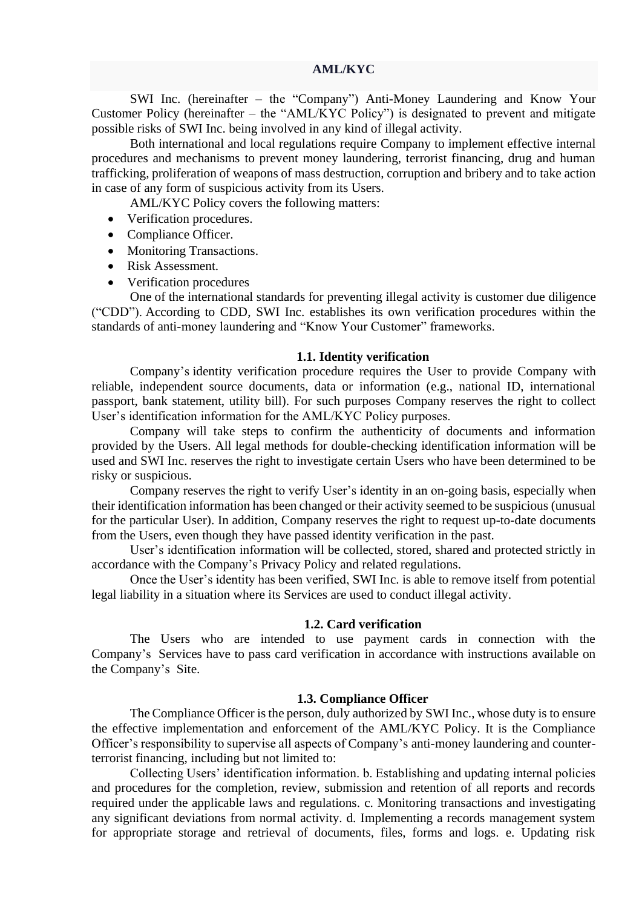# AML/KYC

SWI Inc. (hereinafter – the "Company") Anti-Money Laundering and Know Your Customer Policy (hereinafter – the "AML/KYC Policy") is designated to prevent and mitigate possible risks of SWI Inc. being involved in any kind of illegal activity.

Both international and local regulations require Company to implement effective internal procedures and mechanisms to prevent money laundering, terrorist financing, drug and human trafficking, proliferation of weapons of mass destruction, corruption and bribery and to take action in case of any form of suspicious activity from its Users.

AML/KYC Policy covers the following matters:

- Verification procedures.
- Compliance Officer.
- Monitoring Transactions.
- Risk Assessment.
- Verification procedures

One of the international standards for preventing illegal activity is customer due diligence ("CDD"). According to CDD, SWI Inc. establishes its own verification procedures within the standards of anti-money laundering and "Know Your Customer" frameworks.

### 1.1. Identity verification

Company's identity verification procedure requires the User to provide Company with reliable, independent source documents, data or information (e.g., national ID, international passport, bank statement, utility bill). For such purposes Company reserves the right to collect User's identification information for the AML/KYC Policy purposes.

Company will take steps to confirm the authenticity of documents and information provided by the Users. All legal methods for double-checking identification information will be used and SWI Inc. reserves the right to investigate certain Users who have been determined to be risky or suspicious.

Company reserves the right to verify User's identity in an on-going basis, especially when their identification information has been changed or their activity seemed to be suspicious (unusual for the particular User). In addition, Company reserves the right to request up-to-date documents from the Users, even though they have passed identity verification in the past.

User's identification information will be collected, stored, shared and protected strictly in accordance with the Company's Privacy Policy and related regulations.

Once the User's identity has been verified, SWI Inc. is able to remove itself from potential legal liability in a situation where its Services are used to conduct illegal activity.

### 1.2. Card verification

The Users who are intended to use payment cards in connection with the Company's Services have to pass card verification in accordance with instructions available on the Company's Site.

### 1.3. Compliance Officer

The Compliance Officer is the person, duly authorized by SWI Inc., whose duty is to ensure the effective implementation and enforcement of the AML/KYC Policy. It is the Compliance Officer's responsibility to supervise all aspects of Company's anti-money laundering and counter-terrorist financing, including but not limited to:

Collecting Users' identification information. b. Establishing and updating internal policies and procedures for the completion, review, submission and retention of all reports and records required under the applicable laws and regulations. c. Monitoring transactions and investigating any significant deviations from normal activity. d. Implementing a records management system for appropriate storage and retrieval of documents, files, forms and logs. e. Updating risk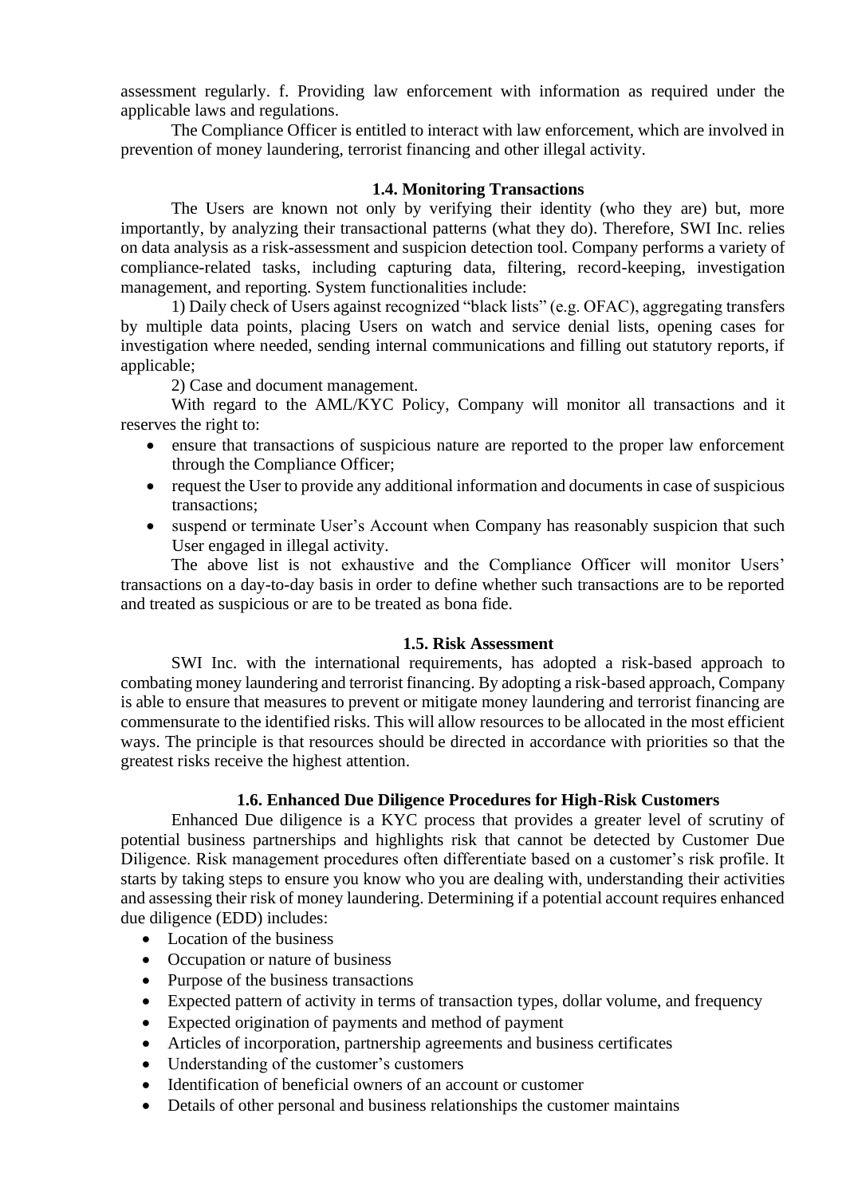assessment regularly. f. Providing law enforcement with information as required under the applicable laws and regulations.

The Compliance Officer is entitled to interact with law enforcement, which are involved in prevention of money laundering, terrorist financing and other illegal activity.

### 1.4. Monitoring Transactions

The Users are known not only by verifying their identity (who they are) but, more importantly, by analyzing their transactional patterns (what they do). Therefore, SWI Inc. relies on data analysis as a risk-assessment and suspicion detection tool. Company performs a variety of compliance-related tasks, including capturing data, filtering, record-keeping, investigation management, and reporting. System functionalities include:

1) Daily check of Users against recognized "black lists" (e.g. OFAC), aggregating transfers by multiple data points, placing Users on watch and service denial lists, opening cases for investigation where needed, sending internal communications and filling out statutory reports, if applicable;

2) Case and document management.

With regard to the AML/KYC Policy, Company will monitor all transactions and it reserves the right to:

- ensure that transactions of suspicious nature are reported to the proper law enforcement through the Compliance Officer;
- request the User to provide any additional information and documents in case of suspicious transactions;
- suspend or terminate User's Account when Company has reasonably suspicion that such User engaged in illegal activity.

The above list is not exhaustive and the Compliance Officer will monitor Users' transactions on a day-to-day basis in order to define whether such transactions are to be reported and treated as suspicious or are to be treated as bona fide.

### 1.5. Risk Assessment

SWI Inc. with the international requirements, has adopted a risk-based approach to combating money laundering and terrorist financing. By adopting a risk-based approach, Company is able to ensure that measures to prevent or mitigate money laundering and terrorist financing are commensurate to the identified risks. This will allow resources to be allocated in the most efficient ways. The principle is that resources should be directed in accordance with priorities so that the greatest risks receive the highest attention.

### 1.6. Enhanced Due Diligence Procedures for High-Risk Customers

Enhanced Due diligence is a KYC process that provides a greater level of scrutiny of potential business partnerships and highlights risk that cannot be detected by Customer Due Diligence. Risk management procedures often differentiate based on a customer's risk profile. It starts by taking steps to ensure you know who you are dealing with, understanding their activities and assessing their risk of money laundering. Determining if a potential account requires enhanced due diligence (EDD) includes:

- Location of the business
- Occupation or nature of business
- Purpose of the business transactions
- Expected pattern of activity in terms of transaction types, dollar volume, and frequency
- Expected origination of payments and method of payment
- Articles of incorporation, partnership agreements and business certificates
- Understanding of the customer's customers
- Identification of beneficial owners of an account or customer
- Details of other personal and business relationships the customer maintains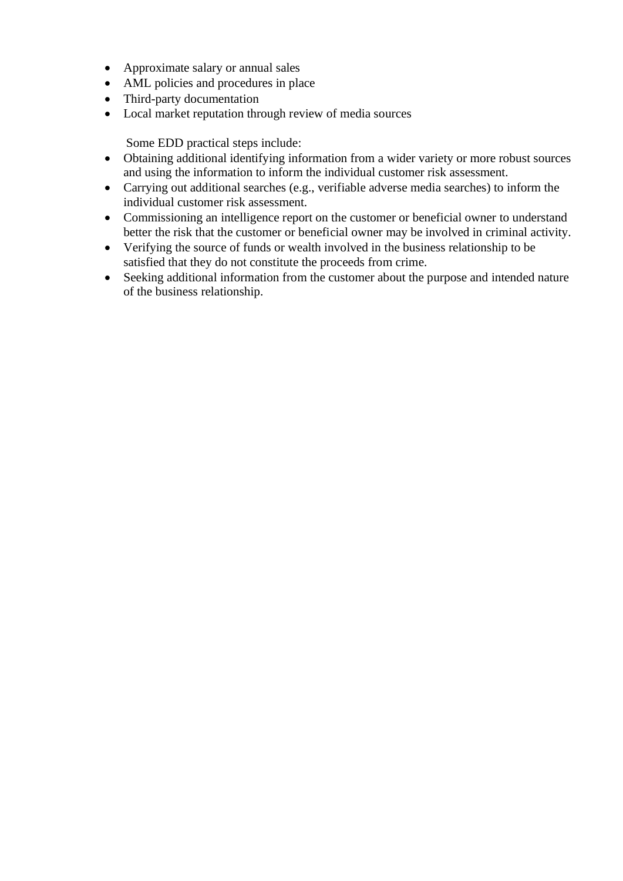- Approximate salary or annual sales
- AML policies and procedures in place
- Third-party documentation
- Local market reputation through review of media sources

Some EDD practical steps include:

- Obtaining additional identifying information from a wider variety or more robust sources and using the information to inform the individual customer risk assessment.
- Carrying out additional searches (e.g., verifiable adverse media searches) to inform the individual customer risk assessment.
- Commissioning an intelligence report on the customer or beneficial owner to understand better the risk that the customer or beneficial owner may be involved in criminal activity.
- Verifying the source of funds or wealth involved in the business relationship to be satisfied that they do not constitute the proceeds from crime.
- Seeking additional information from the customer about the purpose and intended nature of the business relationship.